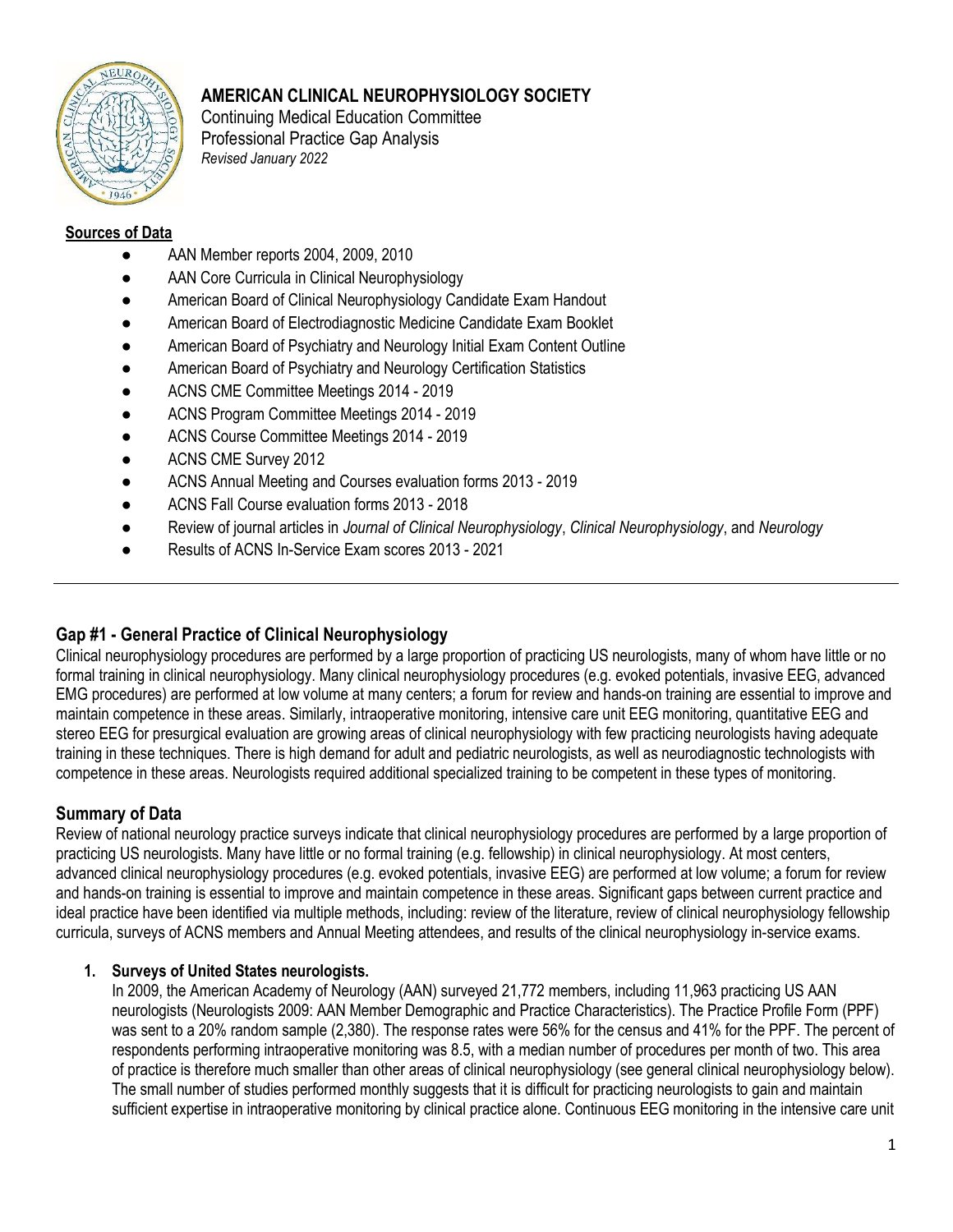# AMERICAN CLINICAL NEUROPHYSIOLOGY SOCIETY

Continuing Medical Education Committee
Professional Practice Gap Analysis
*Revised January 2022*

**Sources of Data**

- AAN Member reports 2004, 2009, 2010
- AAN Core Curricula in Clinical Neurophysiology
- American Board of Clinical Neurophysiology Candidate Exam Handout
- American Board of Electrodiagnostic Medicine Candidate Exam Booklet
- American Board of Psychiatry and Neurology Initial Exam Content Outline
- American Board of Psychiatry and Neurology Certification Statistics
- ACNS CME Committee Meetings 2014 - 2019
- ACNS Program Committee Meetings 2014 - 2019
- ACNS Course Committee Meetings 2014 - 2019
- ACNS CME Survey 2012
- ACNS Annual Meeting and Courses evaluation forms 2013 - 2019
- ACNS Fall Course evaluation forms 2013 - 2018
- Review of journal articles in *Journal of Clinical Neurophysiology*, *Clinical Neurophysiology*, and *Neurology*
- Results of ACNS In-Service Exam scores 2013 - 2021

---

## Gap #1 - General Practice of Clinical Neurophysiology

Clinical neurophysiology procedures are performed by a large proportion of practicing US neurologists, many of whom have little or no formal training in clinical neurophysiology. Many clinical neurophysiology procedures (e.g. evoked potentials, invasive EEG, advanced EMG procedures) are performed at low volume at many centers; a forum for review and hands-on training are essential to improve and maintain competence in these areas. Similarly, intraoperative monitoring, intensive care unit EEG monitoring, quantitative EEG and stereo EEG for presurgical evaluation are growing areas of clinical neurophysiology with few practicing neurologists having adequate training in these techniques. There is high demand for adult and pediatric neurologists, as well as neurodiagnostic technologists with competence in these areas. Neurologists required additional specialized training to be competent in these types of monitoring.

## Summary of Data

Review of national neurology practice surveys indicate that clinical neurophysiology procedures are performed by a large proportion of practicing US neurologists. Many have little or no formal training (e.g. fellowship) in clinical neurophysiology. At most centers, advanced clinical neurophysiology procedures (e.g. evoked potentials, invasive EEG) are performed at low volume; a forum for review and hands-on training is essential to improve and maintain competence in these areas. Significant gaps between current practice and ideal practice have been identified via multiple methods, including: review of the literature, review of clinical neurophysiology fellowship curricula, surveys of ACNS members and Annual Meeting attendees, and results of the clinical neurophysiology in-service exams.

1. **Surveys of United States neurologists.**
   In 2009, the American Academy of Neurology (AAN) surveyed 21,772 members, including 11,963 practicing US AAN neurologists (Neurologists 2009: AAN Member Demographic and Practice Characteristics). The Practice Profile Form (PPF) was sent to a 20% random sample (2,380). The response rates were 56% for the census and 41% for the PPF. The percent of respondents performing intraoperative monitoring was 8.5, with a median number of procedures per month of two. This area of practice is therefore much smaller than other areas of clinical neurophysiology (see general clinical neurophysiology below). The small number of studies performed monthly suggests that it is difficult for practicing neurologists to gain and maintain sufficient expertise in intraoperative monitoring by clinical practice alone. Continuous EEG monitoring in the intensive care unit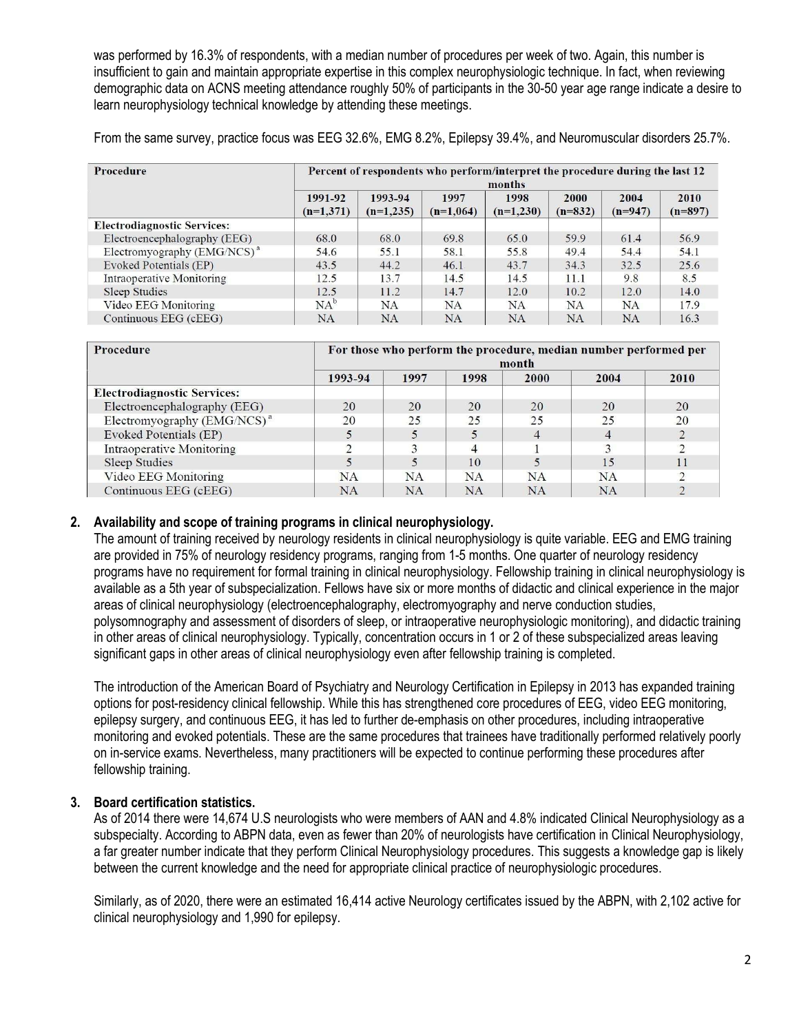was performed by 16.3% of respondents, with a median number of procedures per week of two. Again, this number is insufficient to gain and maintain appropriate expertise in this complex neurophysiologic technique. In fact, when reviewing demographic data on ACNS meeting attendance roughly 50% of participants in the 30-50 year age range indicate a desire to learn neurophysiology technical knowledge by attending these meetings.

From the same survey, practice focus was EEG 32.6%, EMG 8.2%, Epilepsy 39.4%, and Neuromuscular disorders 25.7%.

| Procedure | Percent of respondents who perform/interpret the procedure during the last 12 months | | | | | | |
|---|---|---|---|---|---|---|---|
| | 1991-92 (n=1,371) | 1993-94 (n=1,235) | 1997 (n=1,064) | 1998 (n=1,230) | 2000 (n=832) | 2004 (n=947) | 2010 (n=897) |
| **Electrodiagnostic Services:** | | | | | | | |
| Electroencephalography (EEG) | 68.0 | 68.0 | 69.8 | 65.0 | 59.9 | 61.4 | 56.9 |
| Electromyography (EMG/NCS)[a] | 54.6 | 55.1 | 58.1 | 55.8 | 49.4 | 54.4 | 54.1 |
| Evoked Potentials (EP) | 43.5 | 44.2 | 46.1 | 43.7 | 34.3 | 32.5 | 25.6 |
| Intraoperative Monitoring | 12.5 | 13.7 | 14.5 | 14.5 | 11.1 | 9.8 | 8.5 |
| Sleep Studies | 12.5 | 11.2 | 14.7 | 12.0 | 10.2 | 12.0 | 14.0 |
| Video EEG Monitoring | NA[b] | NA | NA | NA | NA | NA | 17.9 |
| Continuous EEG (cEEG) | NA | NA | NA | NA | NA | NA | 16.3 |

| Procedure | For those who perform the procedure, median number performed per month | | | | | |
|---|---|---|---|---|---|---|
| | 1993-94 | 1997 | 1998 | 2000 | 2004 | 2010 |
| **Electrodiagnostic Services:** | | | | | | |
| Electroencephalography (EEG) | 20 | 20 | 20 | 20 | 20 | 20 |
| Electromyography (EMG/NCS)[a] | 20 | 25 | 25 | 25 | 25 | 20 |
| Evoked Potentials (EP) | 5 | 5 | 5 | 4 | 4 | 2 |
| Intraoperative Monitoring | 2 | 3 | 4 | 1 | 3 | 2 |
| Sleep Studies | 5 | 5 | 10 | 5 | 15 | 11 |
| Video EEG Monitoring | NA | NA | NA | NA | NA | 2 |
| Continuous EEG (cEEG) | NA | NA | NA | NA | NA | 2 |

2. **Availability and scope of training programs in clinical neurophysiology.**
   The amount of training received by neurology residents in clinical neurophysiology is quite variable. EEG and EMG training are provided in 75% of neurology residency programs, ranging from 1-5 months. One quarter of neurology residency programs have no requirement for formal training in clinical neurophysiology. Fellowship training in clinical neurophysiology is available as a 5th year of subspecialization. Fellows have six or more months of didactic and clinical experience in the major areas of clinical neurophysiology (electroencephalography, electromyography and nerve conduction studies, polysomnography and assessment of disorders of sleep, or intraoperative neurophysiologic monitoring), and didactic training in other areas of clinical neurophysiology. Typically, concentration occurs in 1 or 2 of these subspecialized areas leaving significant gaps in other areas of clinical neurophysiology even after fellowship training is completed.

   The introduction of the American Board of Psychiatry and Neurology Certification in Epilepsy in 2013 has expanded training options for post-residency clinical fellowship. While this has strengthened core procedures of EEG, video EEG monitoring, epilepsy surgery, and continuous EEG, it has led to further de-emphasis on other procedures, including intraoperative monitoring and evoked potentials. These are the same procedures that trainees have traditionally performed relatively poorly on in-service exams. Nevertheless, many practitioners will be expected to continue performing these procedures after fellowship training.

3. **Board certification statistics.**
   As of 2014 there were 14,674 U.S neurologists who were members of AAN and 4.8% indicated Clinical Neurophysiology as a subspecialty. According to ABPN data, even as fewer than 20% of neurologists have certification in Clinical Neurophysiology, a far greater number indicate that they perform Clinical Neurophysiology procedures. This suggests a knowledge gap is likely between the current knowledge and the need for appropriate clinical practice of neurophysiologic procedures.

   Similarly, as of 2020, there were an estimated 16,414 active Neurology certificates issued by the ABPN, with 2,102 active for clinical neurophysiology and 1,990 for epilepsy.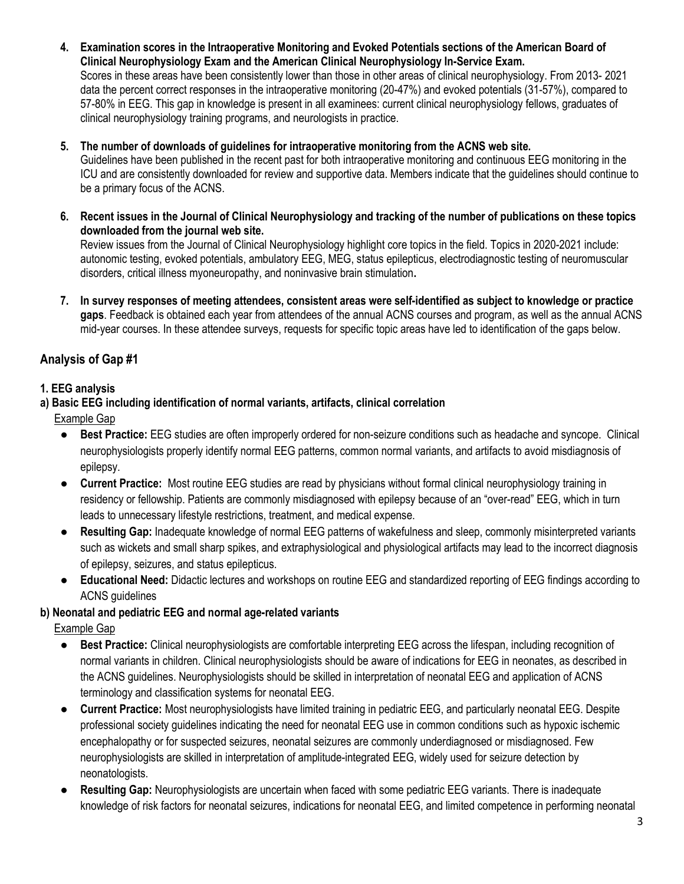4. **Examination scores in the Intraoperative Monitoring and Evoked Potentials sections of the American Board of Clinical Neurophysiology Exam and the American Clinical Neurophysiology In-Service Exam.**
   Scores in these areas have been consistently lower than those in other areas of clinical neurophysiology. From 2013- 2021 data the percent correct responses in the intraoperative monitoring (20-47%) and evoked potentials (31-57%), compared to 57-80% in EEG. This gap in knowledge is present in all examinees: current clinical neurophysiology fellows, graduates of clinical neurophysiology training programs, and neurologists in practice.

5. **The number of downloads of guidelines for intraoperative monitoring from the ACNS web site.**
   Guidelines have been published in the recent past for both intraoperative monitoring and continuous EEG monitoring in the ICU and are consistently downloaded for review and supportive data. Members indicate that the guidelines should continue to be a primary focus of the ACNS.

6. **Recent issues in the Journal of Clinical Neurophysiology and tracking of the number of publications on these topics downloaded from the journal web site.**
   Review issues from the Journal of Clinical Neurophysiology highlight core topics in the field. Topics in 2020-2021 include: autonomic testing, evoked potentials, ambulatory EEG, MEG, status epilepticus, electrodiagnostic testing of neuromuscular disorders, critical illness myoneuropathy, and noninvasive brain stimulation**.**

7. **In survey responses of meeting attendees, consistent areas were self-identified as subject to knowledge or practice gaps**. Feedback is obtained each year from attendees of the annual ACNS courses and program, as well as the annual ACNS mid-year courses. In these attendee surveys, requests for specific topic areas have led to identification of the gaps below.

## Analysis of Gap #1

### 1. EEG analysis

#### a) Basic EEG including identification of normal variants, artifacts, clinical correlation

Example Gap

- **Best Practice:** EEG studies are often improperly ordered for non-seizure conditions such as headache and syncope. Clinical neurophysiologists properly identify normal EEG patterns, common normal variants, and artifacts to avoid misdiagnosis of epilepsy.
- **Current Practice:** Most routine EEG studies are read by physicians without formal clinical neurophysiology training in residency or fellowship. Patients are commonly misdiagnosed with epilepsy because of an "over-read" EEG, which in turn leads to unnecessary lifestyle restrictions, treatment, and medical expense.
- **Resulting Gap:** Inadequate knowledge of normal EEG patterns of wakefulness and sleep, commonly misinterpreted variants such as wickets and small sharp spikes, and extraphysiological and physiological artifacts may lead to the incorrect diagnosis of epilepsy, seizures, and status epilepticus.
- **Educational Need:** Didactic lectures and workshops on routine EEG and standardized reporting of EEG findings according to ACNS guidelines

#### b) Neonatal and pediatric EEG and normal age-related variants

Example Gap

- **Best Practice:** Clinical neurophysiologists are comfortable interpreting EEG across the lifespan, including recognition of normal variants in children. Clinical neurophysiologists should be aware of indications for EEG in neonates, as described in the ACNS guidelines. Neurophysiologists should be skilled in interpretation of neonatal EEG and application of ACNS terminology and classification systems for neonatal EEG.
- **Current Practice:** Most neurophysiologists have limited training in pediatric EEG, and particularly neonatal EEG. Despite professional society guidelines indicating the need for neonatal EEG use in common conditions such as hypoxic ischemic encephalopathy or for suspected seizures, neonatal seizures are commonly underdiagnosed or misdiagnosed. Few neurophysiologists are skilled in interpretation of amplitude-integrated EEG, widely used for seizure detection by neonatologists.
- **Resulting Gap:** Neurophysiologists are uncertain when faced with some pediatric EEG variants. There is inadequate knowledge of risk factors for neonatal seizures, indications for neonatal EEG, and limited competence in performing neonatal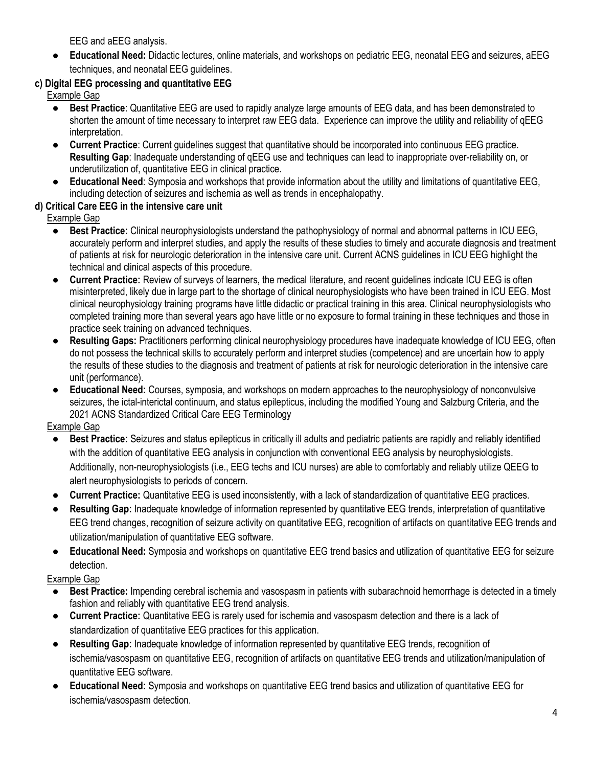EEG and aEEG analysis.

- **Educational Need:** Didactic lectures, online materials, and workshops on pediatric EEG, neonatal EEG and seizures, aEEG techniques, and neonatal EEG guidelines.

**c) Digital EEG processing and quantitative EEG**

Example Gap

- **Best Practice**: Quantitative EEG are used to rapidly analyze large amounts of EEG data, and has been demonstrated to shorten the amount of time necessary to interpret raw EEG data. Experience can improve the utility and reliability of qEEG interpretation.
- **Current Practice**: Current guidelines suggest that quantitative should be incorporated into continuous EEG practice. **Resulting Gap**: Inadequate understanding of qEEG use and techniques can lead to inappropriate over-reliability on, or underutilization of, quantitative EEG in clinical practice.
- **Educational Need**: Symposia and workshops that provide information about the utility and limitations of quantitative EEG, including detection of seizures and ischemia as well as trends in encephalopathy.

**d) Critical Care EEG in the intensive care unit**

Example Gap

- **Best Practice:** Clinical neurophysiologists understand the pathophysiology of normal and abnormal patterns in ICU EEG, accurately perform and interpret studies, and apply the results of these studies to timely and accurate diagnosis and treatment of patients at risk for neurologic deterioration in the intensive care unit. Current ACNS guidelines in ICU EEG highlight the technical and clinical aspects of this procedure.
- **Current Practice:** Review of surveys of learners, the medical literature, and recent guidelines indicate ICU EEG is often misinterpreted, likely due in large part to the shortage of clinical neurophysiologists who have been trained in ICU EEG. Most clinical neurophysiology training programs have little didactic or practical training in this area. Clinical neurophysiologists who completed training more than several years ago have little or no exposure to formal training in these techniques and those in practice seek training on advanced techniques.
- **Resulting Gaps:** Practitioners performing clinical neurophysiology procedures have inadequate knowledge of ICU EEG, often do not possess the technical skills to accurately perform and interpret studies (competence) and are uncertain how to apply the results of these studies to the diagnosis and treatment of patients at risk for neurologic deterioration in the intensive care unit (performance).
- **Educational Need:** Courses, symposia, and workshops on modern approaches to the neurophysiology of nonconvulsive seizures, the ictal-interictal continuum, and status epilepticus, including the modified Young and Salzburg Criteria, and the 2021 ACNS Standardized Critical Care EEG Terminology

Example Gap

- **Best Practice:** Seizures and status epilepticus in critically ill adults and pediatric patients are rapidly and reliably identified with the addition of quantitative EEG analysis in conjunction with conventional EEG analysis by neurophysiologists. Additionally, non-neurophysiologists (i.e., EEG techs and ICU nurses) are able to comfortably and reliably utilize QEEG to alert neurophysiologists to periods of concern.
- **Current Practice:** Quantitative EEG is used inconsistently, with a lack of standardization of quantitative EEG practices.
- **Resulting Gap:** Inadequate knowledge of information represented by quantitative EEG trends, interpretation of quantitative EEG trend changes, recognition of seizure activity on quantitative EEG, recognition of artifacts on quantitative EEG trends and utilization/manipulation of quantitative EEG software.
- **Educational Need:** Symposia and workshops on quantitative EEG trend basics and utilization of quantitative EEG for seizure detection.

Example Gap

- **Best Practice:** Impending cerebral ischemia and vasospasm in patients with subarachnoid hemorrhage is detected in a timely fashion and reliably with quantitative EEG trend analysis.
- **Current Practice:** Quantitative EEG is rarely used for ischemia and vasospasm detection and there is a lack of standardization of quantitative EEG practices for this application.
- **Resulting Gap:** Inadequate knowledge of information represented by quantitative EEG trends, recognition of ischemia/vasospasm on quantitative EEG, recognition of artifacts on quantitative EEG trends and utilization/manipulation of quantitative EEG software.
- **Educational Need:** Symposia and workshops on quantitative EEG trend basics and utilization of quantitative EEG for ischemia/vasospasm detection.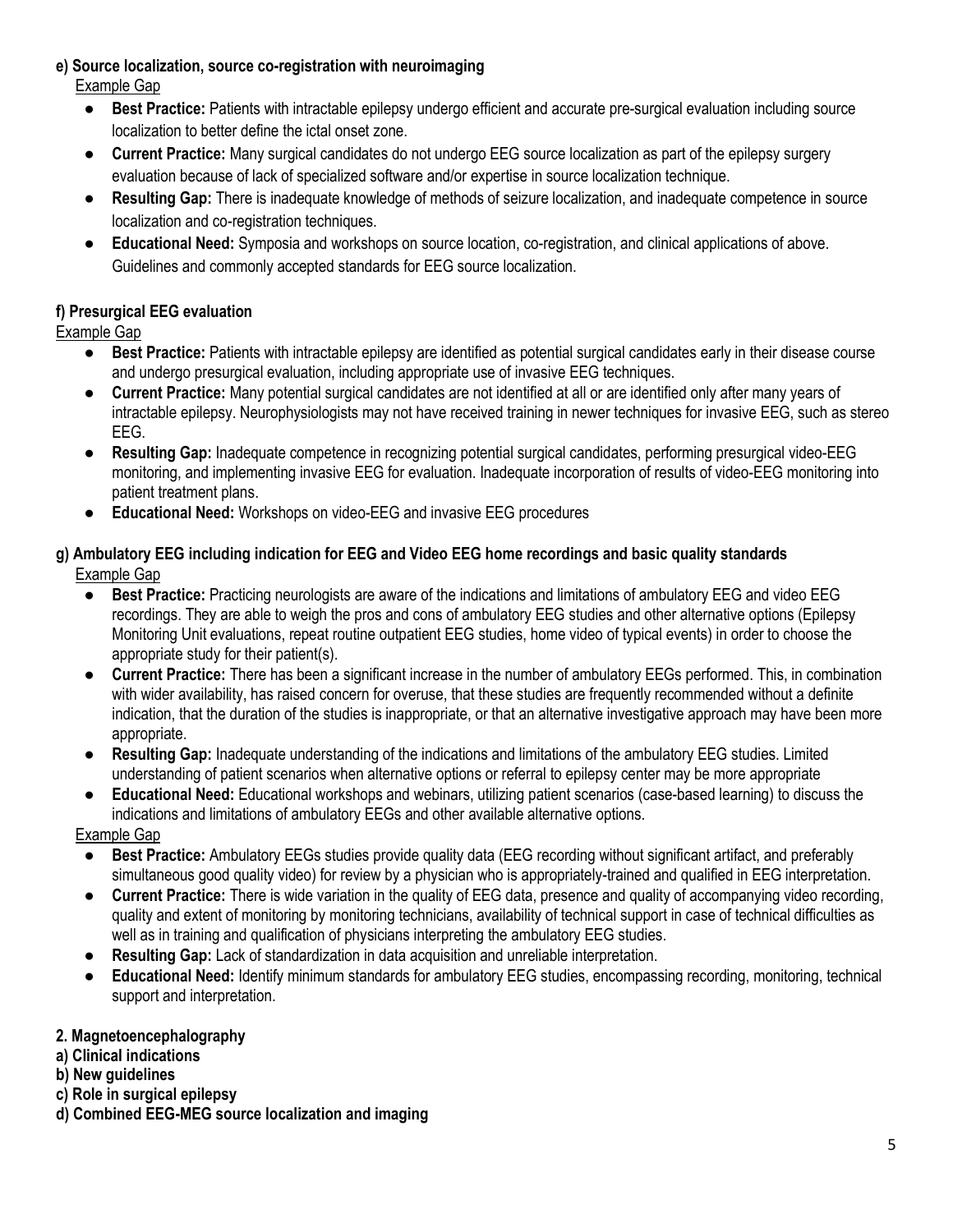**e) Source localization, source co-registration with neuroimaging**

Example Gap

- **Best Practice:** Patients with intractable epilepsy undergo efficient and accurate pre-surgical evaluation including source localization to better define the ictal onset zone.
- **Current Practice:** Many surgical candidates do not undergo EEG source localization as part of the epilepsy surgery evaluation because of lack of specialized software and/or expertise in source localization technique.
- **Resulting Gap:** There is inadequate knowledge of methods of seizure localization, and inadequate competence in source localization and co-registration techniques.
- **Educational Need:** Symposia and workshops on source location, co-registration, and clinical applications of above. Guidelines and commonly accepted standards for EEG source localization.

**f) Presurgical EEG evaluation**

Example Gap

- **Best Practice:** Patients with intractable epilepsy are identified as potential surgical candidates early in their disease course and undergo presurgical evaluation, including appropriate use of invasive EEG techniques.
- **Current Practice:** Many potential surgical candidates are not identified at all or are identified only after many years of intractable epilepsy. Neurophysiologists may not have received training in newer techniques for invasive EEG, such as stereo EEG.
- **Resulting Gap:** Inadequate competence in recognizing potential surgical candidates, performing presurgical video-EEG monitoring, and implementing invasive EEG for evaluation. Inadequate incorporation of results of video-EEG monitoring into patient treatment plans.
- **Educational Need:** Workshops on video-EEG and invasive EEG procedures

**g) Ambulatory EEG including indication for EEG and Video EEG home recordings and basic quality standards**

Example Gap

- **Best Practice:** Practicing neurologists are aware of the indications and limitations of ambulatory EEG and video EEG recordings. They are able to weigh the pros and cons of ambulatory EEG studies and other alternative options (Epilepsy Monitoring Unit evaluations, repeat routine outpatient EEG studies, home video of typical events) in order to choose the appropriate study for their patient(s).
- **Current Practice:** There has been a significant increase in the number of ambulatory EEGs performed. This, in combination with wider availability, has raised concern for overuse, that these studies are frequently recommended without a definite indication, that the duration of the studies is inappropriate, or that an alternative investigative approach may have been more appropriate.
- **Resulting Gap:** Inadequate understanding of the indications and limitations of the ambulatory EEG studies. Limited understanding of patient scenarios when alternative options or referral to epilepsy center may be more appropriate
- **Educational Need:** Educational workshops and webinars, utilizing patient scenarios (case-based learning) to discuss the indications and limitations of ambulatory EEGs and other available alternative options.

Example Gap

- **Best Practice:** Ambulatory EEGs studies provide quality data (EEG recording without significant artifact, and preferably simultaneous good quality video) for review by a physician who is appropriately-trained and qualified in EEG interpretation.
- **Current Practice:** There is wide variation in the quality of EEG data, presence and quality of accompanying video recording, quality and extent of monitoring by monitoring technicians, availability of technical support in case of technical difficulties as well as in training and qualification of physicians interpreting the ambulatory EEG studies.
- **Resulting Gap:** Lack of standardization in data acquisition and unreliable interpretation.
- **Educational Need:** Identify minimum standards for ambulatory EEG studies, encompassing recording, monitoring, technical support and interpretation.

**2. Magnetoencephalography**

**a) Clinical indications**

**b) New guidelines**

**c) Role in surgical epilepsy**

**d) Combined EEG-MEG source localization and imaging**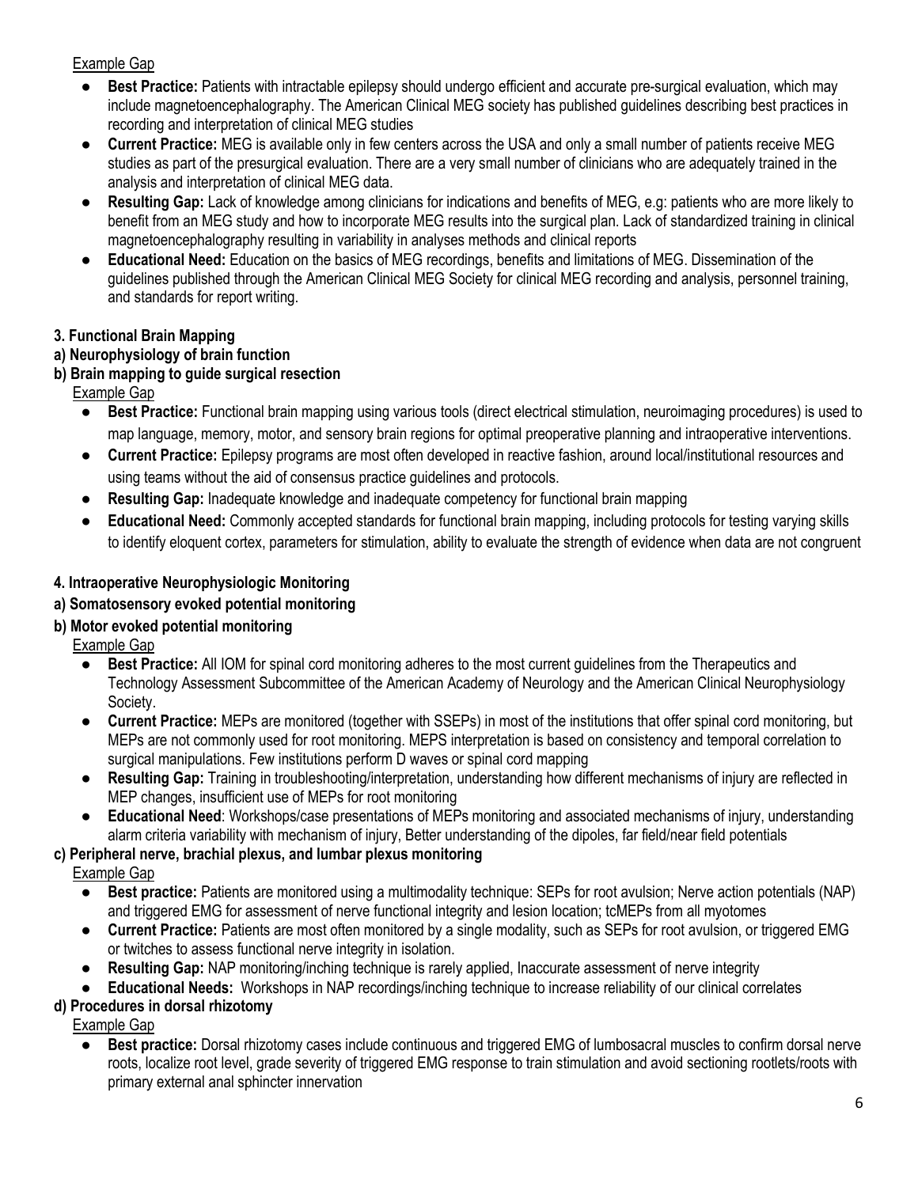Example Gap

- **Best Practice:** Patients with intractable epilepsy should undergo efficient and accurate pre-surgical evaluation, which may include magnetoencephalography. The American Clinical MEG society has published guidelines describing best practices in recording and interpretation of clinical MEG studies
- **Current Practice:** MEG is available only in few centers across the USA and only a small number of patients receive MEG studies as part of the presurgical evaluation. There are a very small number of clinicians who are adequately trained in the analysis and interpretation of clinical MEG data.
- **Resulting Gap:** Lack of knowledge among clinicians for indications and benefits of MEG, e.g: patients who are more likely to benefit from an MEG study and how to incorporate MEG results into the surgical plan. Lack of standardized training in clinical magnetoencephalography resulting in variability in analyses methods and clinical reports
- **Educational Need:** Education on the basics of MEG recordings, benefits and limitations of MEG. Dissemination of the guidelines published through the American Clinical MEG Society for clinical MEG recording and analysis, personnel training, and standards for report writing.

**3. Functional Brain Mapping**

**a) Neurophysiology of brain function**

**b) Brain mapping to guide surgical resection**

Example Gap

- **Best Practice:** Functional brain mapping using various tools (direct electrical stimulation, neuroimaging procedures) is used to map language, memory, motor, and sensory brain regions for optimal preoperative planning and intraoperative interventions.
- **Current Practice:** Epilepsy programs are most often developed in reactive fashion, around local/institutional resources and using teams without the aid of consensus practice guidelines and protocols.
- **Resulting Gap:** Inadequate knowledge and inadequate competency for functional brain mapping
- **Educational Need:** Commonly accepted standards for functional brain mapping, including protocols for testing varying skills to identify eloquent cortex, parameters for stimulation, ability to evaluate the strength of evidence when data are not congruent

**4. Intraoperative Neurophysiologic Monitoring**

**a) Somatosensory evoked potential monitoring**

**b) Motor evoked potential monitoring**

Example Gap

- **Best Practice:** All IOM for spinal cord monitoring adheres to the most current guidelines from the Therapeutics and Technology Assessment Subcommittee of the American Academy of Neurology and the American Clinical Neurophysiology Society.
- **Current Practice:** MEPs are monitored (together with SSEPs) in most of the institutions that offer spinal cord monitoring, but MEPs are not commonly used for root monitoring. MEPS interpretation is based on consistency and temporal correlation to surgical manipulations. Few institutions perform D waves or spinal cord mapping
- **Resulting Gap:** Training in troubleshooting/interpretation, understanding how different mechanisms of injury are reflected in MEP changes, insufficient use of MEPs for root monitoring
- **Educational Need**: Workshops/case presentations of MEPs monitoring and associated mechanisms of injury, understanding alarm criteria variability with mechanism of injury, Better understanding of the dipoles, far field/near field potentials

**c) Peripheral nerve, brachial plexus, and lumbar plexus monitoring**

Example Gap

- **Best practice:** Patients are monitored using a multimodality technique: SEPs for root avulsion; Nerve action potentials (NAP) and triggered EMG for assessment of nerve functional integrity and lesion location; tcMEPs from all myotomes
- **Current Practice:** Patients are most often monitored by a single modality, such as SEPs for root avulsion, or triggered EMG or twitches to assess functional nerve integrity in isolation.
- **Resulting Gap:** NAP monitoring/inching technique is rarely applied, Inaccurate assessment of nerve integrity
- **Educational Needs:** Workshops in NAP recordings/inching technique to increase reliability of our clinical correlates

**d) Procedures in dorsal rhizotomy**

Example Gap

- **Best practice:** Dorsal rhizotomy cases include continuous and triggered EMG of lumbosacral muscles to confirm dorsal nerve roots, localize root level, grade severity of triggered EMG response to train stimulation and avoid sectioning rootlets/roots with primary external anal sphincter innervation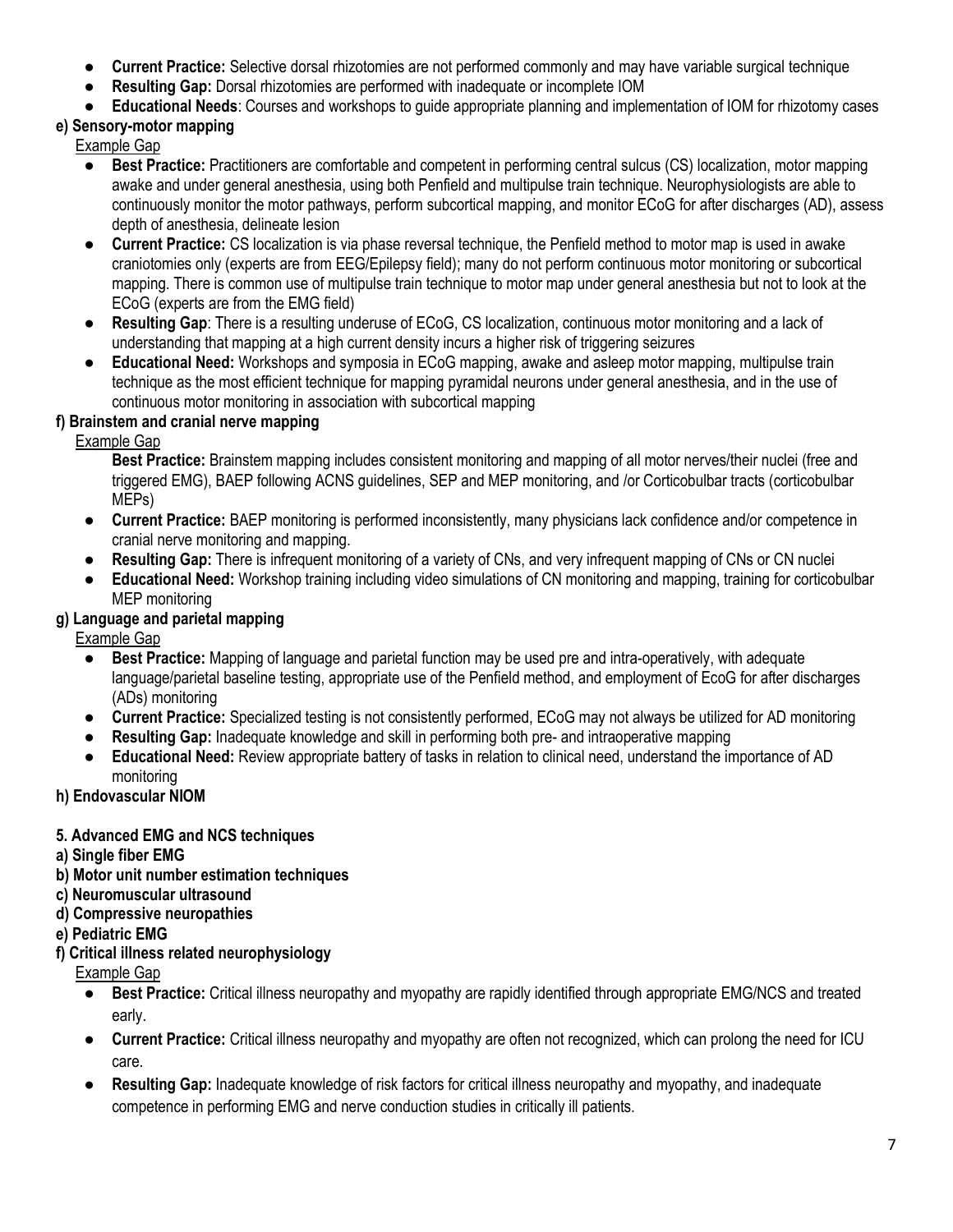- **Current Practice:** Selective dorsal rhizotomies are not performed commonly and may have variable surgical technique
- **Resulting Gap:** Dorsal rhizotomies are performed with inadequate or incomplete IOM
- **Educational Needs**: Courses and workshops to guide appropriate planning and implementation of IOM for rhizotomy cases

**e) Sensory-motor mapping**

Example Gap

- **Best Practice:** Practitioners are comfortable and competent in performing central sulcus (CS) localization, motor mapping awake and under general anesthesia, using both Penfield and multipulse train technique. Neurophysiologists are able to continuously monitor the motor pathways, perform subcortical mapping, and monitor ECoG for after discharges (AD), assess depth of anesthesia, delineate lesion
- **Current Practice:** CS localization is via phase reversal technique, the Penfield method to motor map is used in awake craniotomies only (experts are from EEG/Epilepsy field); many do not perform continuous motor monitoring or subcortical mapping. There is common use of multipulse train technique to motor map under general anesthesia but not to look at the ECoG (experts are from the EMG field)
- **Resulting Gap**: There is a resulting underuse of ECoG, CS localization, continuous motor monitoring and a lack of understanding that mapping at a high current density incurs a higher risk of triggering seizures
- **Educational Need:** Workshops and symposia in ECoG mapping, awake and asleep motor mapping, multipulse train technique as the most efficient technique for mapping pyramidal neurons under general anesthesia, and in the use of continuous motor monitoring in association with subcortical mapping

**f) Brainstem and cranial nerve mapping**

Example Gap

**Best Practice:** Brainstem mapping includes consistent monitoring and mapping of all motor nerves/their nuclei (free and triggered EMG), BAEP following ACNS guidelines, SEP and MEP monitoring, and /or Corticobulbar tracts (corticobulbar MEPs)

- **Current Practice:** BAEP monitoring is performed inconsistently, many physicians lack confidence and/or competence in cranial nerve monitoring and mapping.
- **Resulting Gap:** There is infrequent monitoring of a variety of CNs, and very infrequent mapping of CNs or CN nuclei
- **Educational Need:** Workshop training including video simulations of CN monitoring and mapping, training for corticobulbar MEP monitoring

**g) Language and parietal mapping**

Example Gap

- **Best Practice:** Mapping of language and parietal function may be used pre and intra-operatively, with adequate language/parietal baseline testing, appropriate use of the Penfield method, and employment of EcoG for after discharges (ADs) monitoring
- **Current Practice:** Specialized testing is not consistently performed, ECoG may not always be utilized for AD monitoring
- **Resulting Gap:** Inadequate knowledge and skill in performing both pre- and intraoperative mapping
- **Educational Need:** Review appropriate battery of tasks in relation to clinical need, understand the importance of AD monitoring

**h) Endovascular NIOM**

**5. Advanced EMG and NCS techniques**

**a) Single fiber EMG**

**b) Motor unit number estimation techniques**

**c) Neuromuscular ultrasound**

**d) Compressive neuropathies**

**e) Pediatric EMG**

**f) Critical illness related neurophysiology**

Example Gap

- **Best Practice:** Critical illness neuropathy and myopathy are rapidly identified through appropriate EMG/NCS and treated early.
- **Current Practice:** Critical illness neuropathy and myopathy are often not recognized, which can prolong the need for ICU care.
- **Resulting Gap:** Inadequate knowledge of risk factors for critical illness neuropathy and myopathy, and inadequate competence in performing EMG and nerve conduction studies in critically ill patients.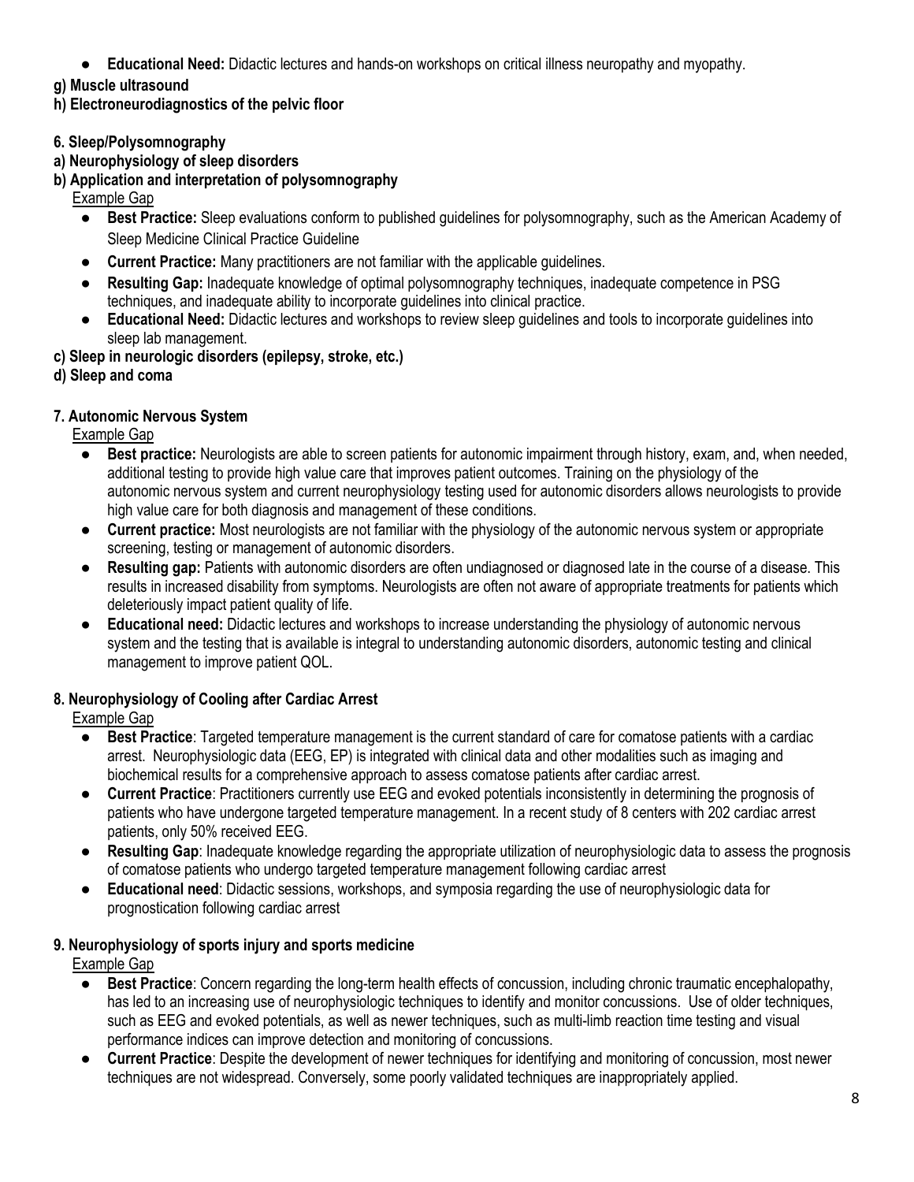- **Educational Need:** Didactic lectures and hands-on workshops on critical illness neuropathy and myopathy.

**g) Muscle ultrasound**

**h) Electroneurodiagnostics of the pelvic floor**

**6. Sleep/Polysomnography**

**a) Neurophysiology of sleep disorders**

**b) Application and interpretation of polysomnography**

Example Gap

- **Best Practice:** Sleep evaluations conform to published guidelines for polysomnography, such as the American Academy of Sleep Medicine Clinical Practice Guideline
- **Current Practice:** Many practitioners are not familiar with the applicable guidelines.
- **Resulting Gap:** Inadequate knowledge of optimal polysomnography techniques, inadequate competence in PSG techniques, and inadequate ability to incorporate guidelines into clinical practice.
- **Educational Need:** Didactic lectures and workshops to review sleep guidelines and tools to incorporate guidelines into sleep lab management.

**c) Sleep in neurologic disorders (epilepsy, stroke, etc.)**

**d) Sleep and coma**

**7. Autonomic Nervous System**

Example Gap

- **Best practice:** Neurologists are able to screen patients for autonomic impairment through history, exam, and, when needed, additional testing to provide high value care that improves patient outcomes. Training on the physiology of the autonomic nervous system and current neurophysiology testing used for autonomic disorders allows neurologists to provide high value care for both diagnosis and management of these conditions.
- **Current practice:** Most neurologists are not familiar with the physiology of the autonomic nervous system or appropriate screening, testing or management of autonomic disorders.
- **Resulting gap:** Patients with autonomic disorders are often undiagnosed or diagnosed late in the course of a disease. This results in increased disability from symptoms. Neurologists are often not aware of appropriate treatments for patients which deleteriously impact patient quality of life.
- **Educational need:** Didactic lectures and workshops to increase understanding the physiology of autonomic nervous system and the testing that is available is integral to understanding autonomic disorders, autonomic testing and clinical management to improve patient QOL.

**8. Neurophysiology of Cooling after Cardiac Arrest**

Example Gap

- **Best Practice**: Targeted temperature management is the current standard of care for comatose patients with a cardiac arrest. Neurophysiologic data (EEG, EP) is integrated with clinical data and other modalities such as imaging and biochemical results for a comprehensive approach to assess comatose patients after cardiac arrest.
- **Current Practice**: Practitioners currently use EEG and evoked potentials inconsistently in determining the prognosis of patients who have undergone targeted temperature management. In a recent study of 8 centers with 202 cardiac arrest patients, only 50% received EEG.
- **Resulting Gap**: Inadequate knowledge regarding the appropriate utilization of neurophysiologic data to assess the prognosis of comatose patients who undergo targeted temperature management following cardiac arrest
- **Educational need**: Didactic sessions, workshops, and symposia regarding the use of neurophysiologic data for prognostication following cardiac arrest

**9. Neurophysiology of sports injury and sports medicine**

Example Gap

- **Best Practice**: Concern regarding the long-term health effects of concussion, including chronic traumatic encephalopathy, has led to an increasing use of neurophysiologic techniques to identify and monitor concussions. Use of older techniques, such as EEG and evoked potentials, as well as newer techniques, such as multi-limb reaction time testing and visual performance indices can improve detection and monitoring of concussions.
- **Current Practice**: Despite the development of newer techniques for identifying and monitoring of concussion, most newer techniques are not widespread. Conversely, some poorly validated techniques are inappropriately applied.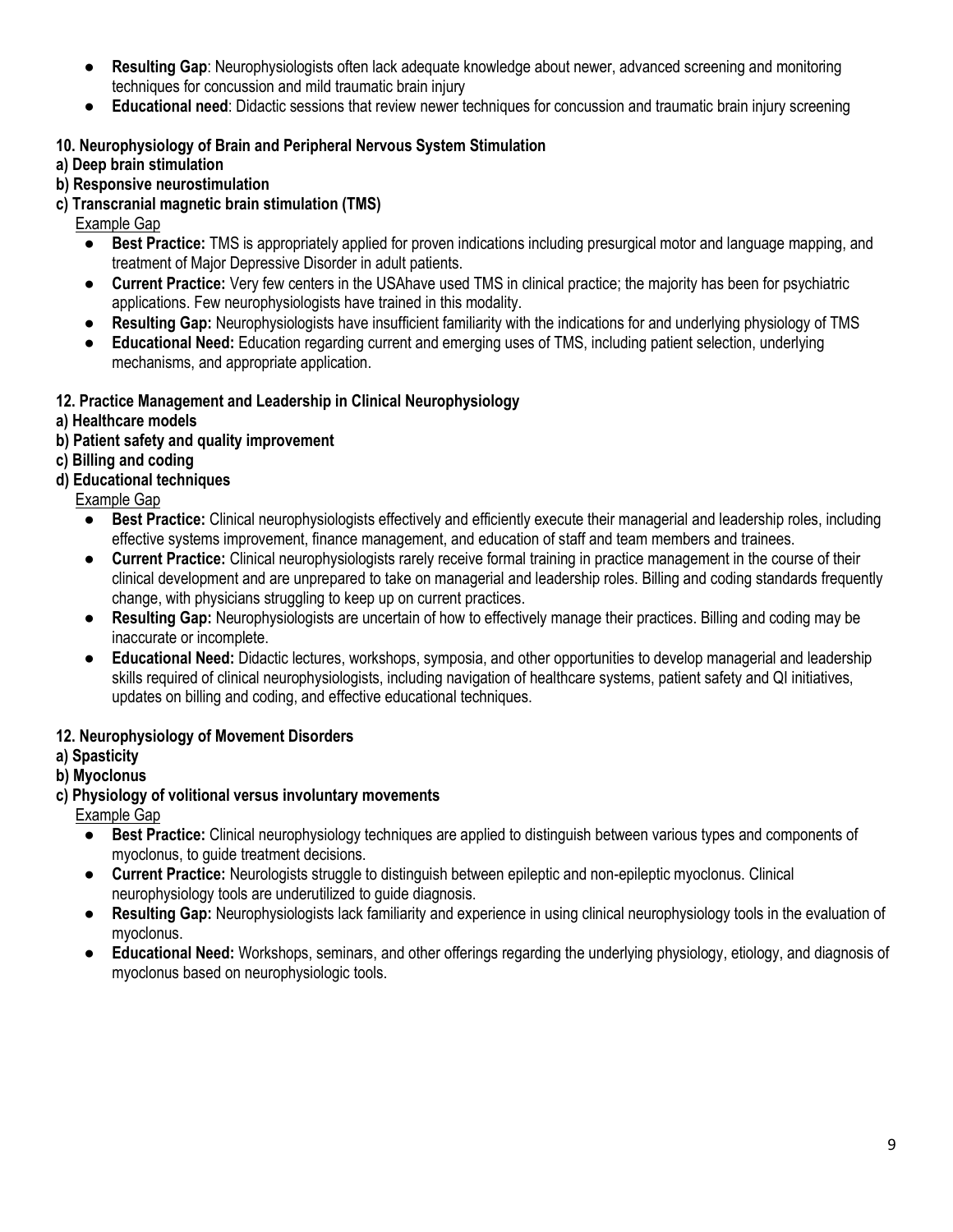- **Resulting Gap**: Neurophysiologists often lack adequate knowledge about newer, advanced screening and monitoring techniques for concussion and mild traumatic brain injury
- **Educational need**: Didactic sessions that review newer techniques for concussion and traumatic brain injury screening

**10. Neurophysiology of Brain and Peripheral Nervous System Stimulation**
**a) Deep brain stimulation**
**b) Responsive neurostimulation**
**c) Transcranial magnetic brain stimulation (TMS)**

Example Gap

- **Best Practice:** TMS is appropriately applied for proven indications including presurgical motor and language mapping, and treatment of Major Depressive Disorder in adult patients.
- **Current Practice:** Very few centers in the USAhave used TMS in clinical practice; the majority has been for psychiatric applications. Few neurophysiologists have trained in this modality.
- **Resulting Gap:** Neurophysiologists have insufficient familiarity with the indications for and underlying physiology of TMS
- **Educational Need:** Education regarding current and emerging uses of TMS, including patient selection, underlying mechanisms, and appropriate application.

**12. Practice Management and Leadership in Clinical Neurophysiology**
**a) Healthcare models**
**b) Patient safety and quality improvement**
**c) Billing and coding**
**d) Educational techniques**

Example Gap

- **Best Practice:** Clinical neurophysiologists effectively and efficiently execute their managerial and leadership roles, including effective systems improvement, finance management, and education of staff and team members and trainees.
- **Current Practice:** Clinical neurophysiologists rarely receive formal training in practice management in the course of their clinical development and are unprepared to take on managerial and leadership roles. Billing and coding standards frequently change, with physicians struggling to keep up on current practices.
- **Resulting Gap:** Neurophysiologists are uncertain of how to effectively manage their practices. Billing and coding may be inaccurate or incomplete.
- **Educational Need:** Didactic lectures, workshops, symposia, and other opportunities to develop managerial and leadership skills required of clinical neurophysiologists, including navigation of healthcare systems, patient safety and QI initiatives, updates on billing and coding, and effective educational techniques.

**12. Neurophysiology of Movement Disorders**
**a) Spasticity**
**b) Myoclonus**
**c) Physiology of volitional versus involuntary movements**

Example Gap

- **Best Practice:** Clinical neurophysiology techniques are applied to distinguish between various types and components of myoclonus, to guide treatment decisions.
- **Current Practice:** Neurologists struggle to distinguish between epileptic and non-epileptic myoclonus. Clinical neurophysiology tools are underutilized to guide diagnosis.
- **Resulting Gap:** Neurophysiologists lack familiarity and experience in using clinical neurophysiology tools in the evaluation of myoclonus.
- **Educational Need:** Workshops, seminars, and other offerings regarding the underlying physiology, etiology, and diagnosis of myoclonus based on neurophysiologic tools.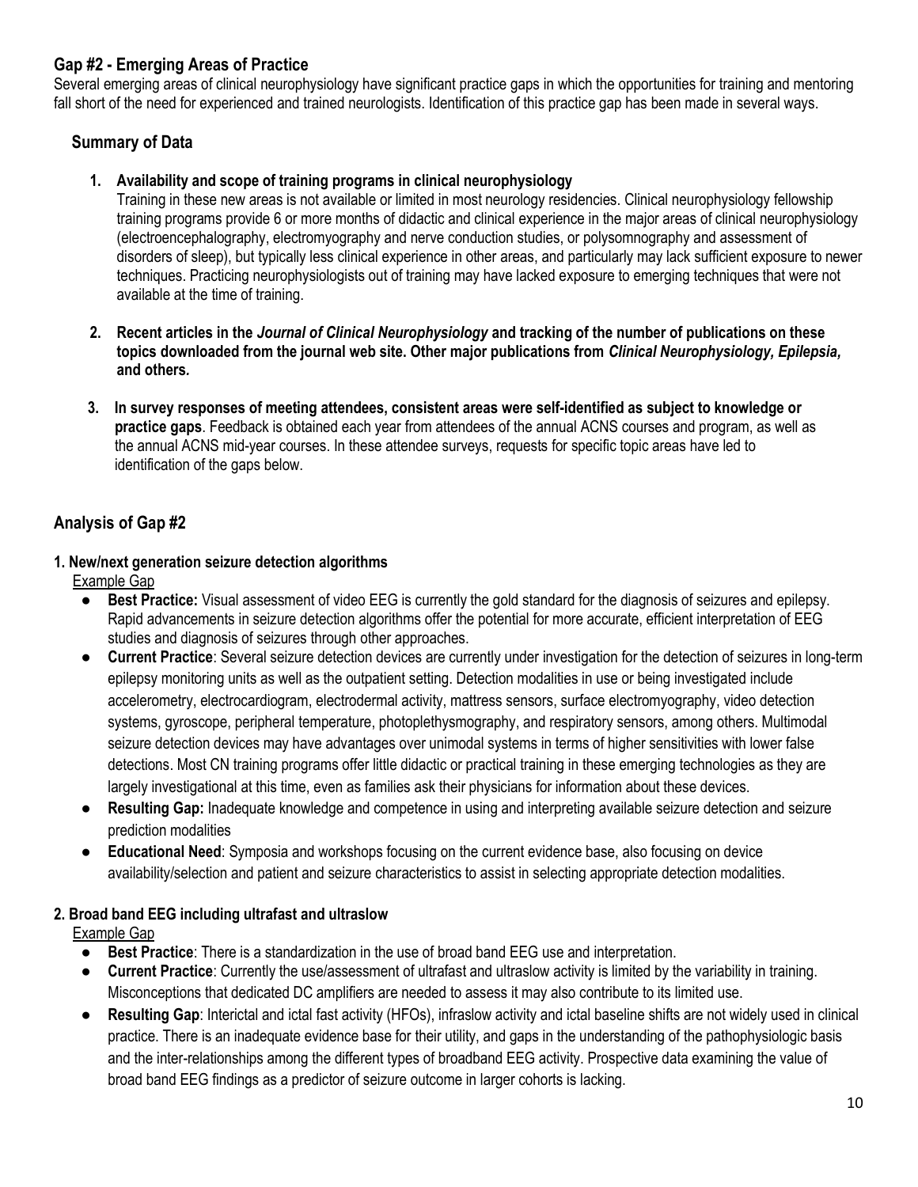## Gap #2 - Emerging Areas of Practice

Several emerging areas of clinical neurophysiology have significant practice gaps in which the opportunities for training and mentoring fall short of the need for experienced and trained neurologists. Identification of this practice gap has been made in several ways.

### Summary of Data

1. **Availability and scope of training programs in clinical neurophysiology**
   Training in these new areas is not available or limited in most neurology residencies. Clinical neurophysiology fellowship training programs provide 6 or more months of didactic and clinical experience in the major areas of clinical neurophysiology (electroencephalography, electromyography and nerve conduction studies, or polysomnography and assessment of disorders of sleep), but typically less clinical experience in other areas, and particularly may lack sufficient exposure to newer techniques. Practicing neurophysiologists out of training may have lacked exposure to emerging techniques that were not available at the time of training.

2. **Recent articles in the *Journal of Clinical Neurophysiology* and tracking of the number of publications on these topics downloaded from the journal web site. Other major publications from *Clinical Neurophysiology, Epilepsia,* and others.**

3. **In survey responses of meeting attendees, consistent areas were self-identified as subject to knowledge or practice gaps**. Feedback is obtained each year from attendees of the annual ACNS courses and program, as well as the annual ACNS mid-year courses. In these attendee surveys, requests for specific topic areas have led to identification of the gaps below.

## Analysis of Gap #2

### 1. New/next generation seizure detection algorithms

Example Gap

- **Best Practice:** Visual assessment of video EEG is currently the gold standard for the diagnosis of seizures and epilepsy. Rapid advancements in seizure detection algorithms offer the potential for more accurate, efficient interpretation of EEG studies and diagnosis of seizures through other approaches.
- **Current Practice**: Several seizure detection devices are currently under investigation for the detection of seizures in long-term epilepsy monitoring units as well as the outpatient setting. Detection modalities in use or being investigated include accelerometry, electrocardiogram, electrodermal activity, mattress sensors, surface electromyography, video detection systems, gyroscope, peripheral temperature, photoplethysmography, and respiratory sensors, among others. Multimodal seizure detection devices may have advantages over unimodal systems in terms of higher sensitivities with lower false detections. Most CN training programs offer little didactic or practical training in these emerging technologies as they are largely investigational at this time, even as families ask their physicians for information about these devices.
- **Resulting Gap:** Inadequate knowledge and competence in using and interpreting available seizure detection and seizure prediction modalities
- **Educational Need**: Symposia and workshops focusing on the current evidence base, also focusing on device availability/selection and patient and seizure characteristics to assist in selecting appropriate detection modalities.

### 2. Broad band EEG including ultrafast and ultraslow

Example Gap

- **Best Practice**: There is a standardization in the use of broad band EEG use and interpretation.
- **Current Practice**: Currently the use/assessment of ultrafast and ultraslow activity is limited by the variability in training. Misconceptions that dedicated DC amplifiers are needed to assess it may also contribute to its limited use.
- **Resulting Gap**: Interictal and ictal fast activity (HFOs), infraslow activity and ictal baseline shifts are not widely used in clinical practice. There is an inadequate evidence base for their utility, and gaps in the understanding of the pathophysiologic basis and the inter-relationships among the different types of broadband EEG activity. Prospective data examining the value of broad band EEG findings as a predictor of seizure outcome in larger cohorts is lacking.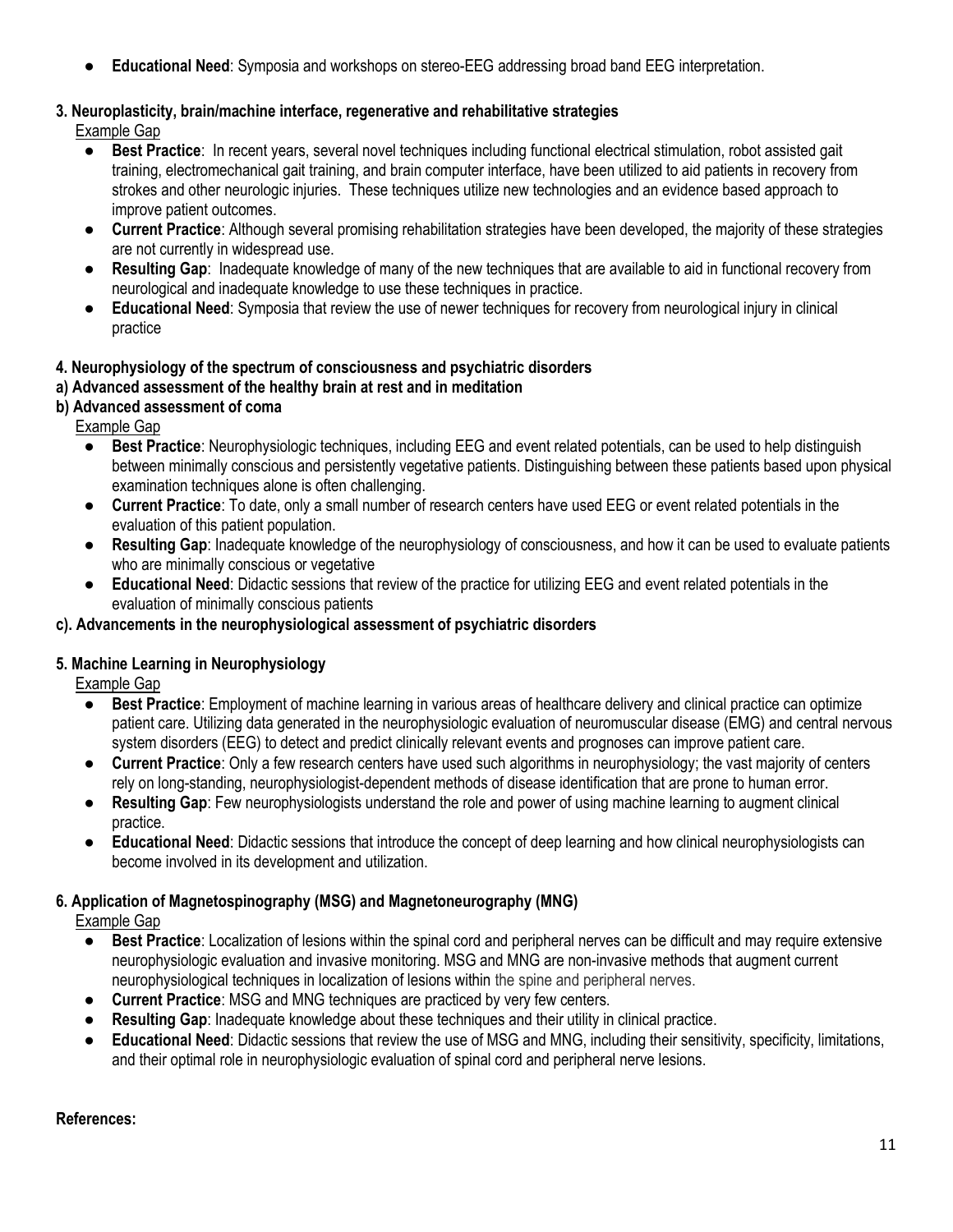- **Educational Need**: Symposia and workshops on stereo-EEG addressing broad band EEG interpretation.

**3. Neuroplasticity, brain/machine interface, regenerative and rehabilitative strategies**

Example Gap

- **Best Practice**: In recent years, several novel techniques including functional electrical stimulation, robot assisted gait training, electromechanical gait training, and brain computer interface, have been utilized to aid patients in recovery from strokes and other neurologic injuries. These techniques utilize new technologies and an evidence based approach to improve patient outcomes.
- **Current Practice**: Although several promising rehabilitation strategies have been developed, the majority of these strategies are not currently in widespread use.
- **Resulting Gap**: Inadequate knowledge of many of the new techniques that are available to aid in functional recovery from neurological and inadequate knowledge to use these techniques in practice.
- **Educational Need**: Symposia that review the use of newer techniques for recovery from neurological injury in clinical practice

**4. Neurophysiology of the spectrum of consciousness and psychiatric disorders**

**a) Advanced assessment of the healthy brain at rest and in meditation**

**b) Advanced assessment of coma**

Example Gap

- **Best Practice**: Neurophysiologic techniques, including EEG and event related potentials, can be used to help distinguish between minimally conscious and persistently vegetative patients. Distinguishing between these patients based upon physical examination techniques alone is often challenging.
- **Current Practice**: To date, only a small number of research centers have used EEG or event related potentials in the evaluation of this patient population.
- **Resulting Gap**: Inadequate knowledge of the neurophysiology of consciousness, and how it can be used to evaluate patients who are minimally conscious or vegetative
- **Educational Need**: Didactic sessions that review of the practice for utilizing EEG and event related potentials in the evaluation of minimally conscious patients

**c). Advancements in the neurophysiological assessment of psychiatric disorders**

**5. Machine Learning in Neurophysiology**

Example Gap

- **Best Practice**: Employment of machine learning in various areas of healthcare delivery and clinical practice can optimize patient care. Utilizing data generated in the neurophysiologic evaluation of neuromuscular disease (EMG) and central nervous system disorders (EEG) to detect and predict clinically relevant events and prognoses can improve patient care.
- **Current Practice**: Only a few research centers have used such algorithms in neurophysiology; the vast majority of centers rely on long-standing, neurophysiologist-dependent methods of disease identification that are prone to human error.
- **Resulting Gap**: Few neurophysiologists understand the role and power of using machine learning to augment clinical practice.
- **Educational Need**: Didactic sessions that introduce the concept of deep learning and how clinical neurophysiologists can become involved in its development and utilization.

**6. Application of Magnetospinography (MSG) and Magnetoneurography (MNG)**

Example Gap

- **Best Practice**: Localization of lesions within the spinal cord and peripheral nerves can be difficult and may require extensive neurophysiologic evaluation and invasive monitoring. MSG and MNG are non-invasive methods that augment current neurophysiological techniques in localization of lesions within the spine and peripheral nerves.
- **Current Practice**: MSG and MNG techniques are practiced by very few centers.
- **Resulting Gap**: Inadequate knowledge about these techniques and their utility in clinical practice.
- **Educational Need**: Didactic sessions that review the use of MSG and MNG, including their sensitivity, specificity, limitations, and their optimal role in neurophysiologic evaluation of spinal cord and peripheral nerve lesions.

**References:**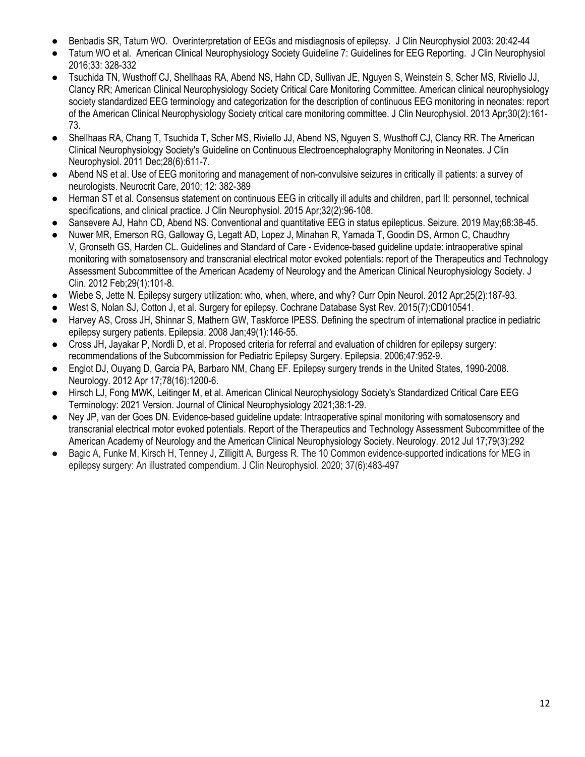- Benbadis SR, Tatum WO. Overinterpretation of EEGs and misdiagnosis of epilepsy. J Clin Neurophysiol 2003: 20:42-44
- Tatum WO et al. American Clinical Neurophysiology Society Guideline 7: Guidelines for EEG Reporting. J Clin Neurophysiol 2016;33: 328-332
- Tsuchida TN, Wusthoff CJ, Shellhaas RA, Abend NS, Hahn CD, Sullivan JE, Nguyen S, Weinstein S, Scher MS, Riviello JJ, Clancy RR; American Clinical Neurophysiology Society Critical Care Monitoring Committee. American clinical neurophysiology society standardized EEG terminology and categorization for the description of continuous EEG monitoring in neonates: report of the American Clinical Neurophysiology Society critical care monitoring committee. J Clin Neurophysiol. 2013 Apr;30(2):161-73.
- Shellhaas RA, Chang T, Tsuchida T, Scher MS, Riviello JJ, Abend NS, Nguyen S, Wusthoff CJ, Clancy RR. The American Clinical Neurophysiology Society's Guideline on Continuous Electroencephalography Monitoring in Neonates. J Clin Neurophysiol. 2011 Dec;28(6):611-7.
- Abend NS et al. Use of EEG monitoring and management of non-convulsive seizures in critically ill patients: a survey of neurologists. Neurocrit Care, 2010; 12: 382-389
- Herman ST et al. Consensus statement on continuous EEG in critically ill adults and children, part II: personnel, technical specifications, and clinical practice. J Clin Neurophysiol. 2015 Apr;32(2):96-108.
- Sansevere AJ, Hahn CD, Abend NS. Conventional and quantitative EEG in status epilepticus. Seizure. 2019 May;68:38-45.
- Nuwer MR, Emerson RG, Galloway G, Legatt AD, Lopez J, Minahan R, Yamada T, Goodin DS, Armon C, Chaudhry V, Gronseth GS, Harden CL. Guidelines and Standard of Care - Evidence-based guideline update: intraoperative spinal monitoring with somatosensory and transcranial electrical motor evoked potentials: report of the Therapeutics and Technology Assessment Subcommittee of the American Academy of Neurology and the American Clinical Neurophysiology Society. J Clin. 2012 Feb;29(1):101-8.
- Wiebe S, Jette N. Epilepsy surgery utilization: who, when, where, and why? Curr Opin Neurol. 2012 Apr;25(2):187-93.
- West S, Nolan SJ, Cotton J, et al. Surgery for epilepsy. Cochrane Database Syst Rev. 2015(7):CD010541.
- Harvey AS, Cross JH, Shinnar S, Mathern GW, Taskforce IPESS. Defining the spectrum of international practice in pediatric epilepsy surgery patients. Epilepsia. 2008 Jan;49(1):146-55.
- Cross JH, Jayakar P, Nordli D, et al. Proposed criteria for referral and evaluation of children for epilepsy surgery: recommendations of the Subcommission for Pediatric Epilepsy Surgery. Epilepsia. 2006;47:952-9.
- Englot DJ, Ouyang D, Garcia PA, Barbaro NM, Chang EF. Epilepsy surgery trends in the United States, 1990-2008. Neurology. 2012 Apr 17;78(16):1200-6.
- Hirsch LJ, Fong MWK, Leitinger M, et al. American Clinical Neurophysiology Society's Standardized Critical Care EEG Terminology: 2021 Version. Journal of Clinical Neurophysiology 2021;38:1-29.
- Ney JP, van der Goes DN. Evidence-based guideline update: Intraoperative spinal monitoring with somatosensory and transcranial electrical motor evoked potentials. Report of the Therapeutics and Technology Assessment Subcommittee of the American Academy of Neurology and the American Clinical Neurophysiology Society. Neurology. 2012 Jul 17;79(3):292
- Bagic A, Funke M, Kirsch H, Tenney J, Zilligitt A, Burgess R. The 10 Common evidence-supported indications for MEG in epilepsy surgery: An illustrated compendium. J Clin Neurophysiol. 2020; 37(6):483-497